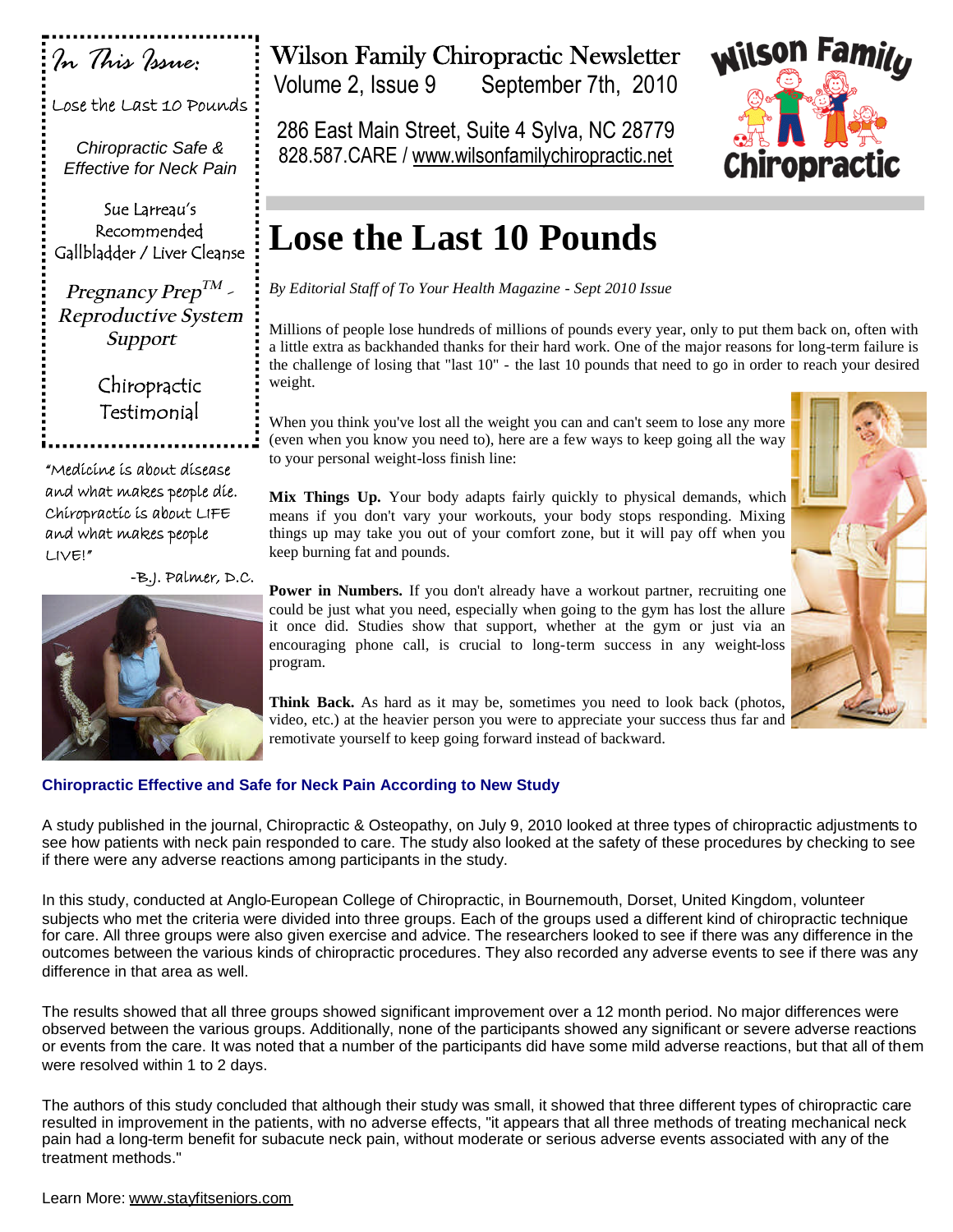# Wilson Family Chiropractic Newsletter

Volume 2, Issue 9 September 7th, 2010

286 East Main Street, Suite 4 Sylva, NC 28779
828.587.CARE / www.wilsonfamilychiropractic.net

## In This Issue:

- Lose the Last 10 Pounds
- Chiropractic Safe & Effective for Neck Pain
- Sue Larreau's Recommended Gallbladder / Liver Cleanse
- Pregnancy Prep™ - Reproductive System Support
- Chiropractic Testimonial

"Medicine is about disease and what makes people die. Chiropractic is about LIFE and what makes people LIVE!"

-B.J. Palmer, D.C.

# Lose the Last 10 Pounds

*By Editorial Staff of To Your Health Magazine - Sept 2010 Issue*

Millions of people lose hundreds of millions of pounds every year, only to put them back on, often with a little extra as backhanded thanks for their hard work. One of the major reasons for long-term failure is the challenge of losing that "last 10" - the last 10 pounds that need to go in order to reach your desired weight.

When you think you've lost all the weight you can and can't seem to lose any more (even when you know you need to), here are a few ways to keep going all the way to your personal weight-loss finish line:

**Mix Things Up.** Your body adapts fairly quickly to physical demands, which means if you don't vary your workouts, your body stops responding. Mixing things up may take you out of your comfort zone, but it will pay off when you keep burning fat and pounds.

**Power in Numbers.** If you don't already have a workout partner, recruiting one could be just what you need, especially when going to the gym has lost the allure it once did. Studies show that support, whether at the gym or just via an encouraging phone call, is crucial to long-term success in any weight-loss program.

**Think Back.** As hard as it may be, sometimes you need to look back (photos, video, etc.) at the heavier person you were to appreciate your success thus far and remotivate yourself to keep going forward instead of backward.

## Chiropractic Effective and Safe for Neck Pain According to New Study

A study published in the journal, Chiropractic & Osteopathy, on July 9, 2010 looked at three types of chiropractic adjustments to see how patients with neck pain responded to care. The study also looked at the safety of these procedures by checking to see if there were any adverse reactions among participants in the study.

In this study, conducted at Anglo-European College of Chiropractic, in Bournemouth, Dorset, United Kingdom, volunteer subjects who met the criteria were divided into three groups. Each of the groups used a different kind of chiropractic technique for care. All three groups were also given exercise and advice. The researchers looked to see if there was any difference in the outcomes between the various kinds of chiropractic procedures. They also recorded any adverse events to see if there was any difference in that area as well.

The results showed that all three groups showed significant improvement over a 12 month period. No major differences were observed between the various groups. Additionally, none of the participants showed any significant or severe adverse reactions or events from the care. It was noted that a number of the participants did have some mild adverse reactions, but that all of them were resolved within 1 to 2 days.

The authors of this study concluded that although their study was small, it showed that three different types of chiropractic care resulted in improvement in the patients, with no adverse effects, "it appears that all three methods of treating mechanical neck pain had a long-term benefit for subacute neck pain, without moderate or serious adverse events associated with any of the treatment methods."

Learn More: www.stayfitseniors.com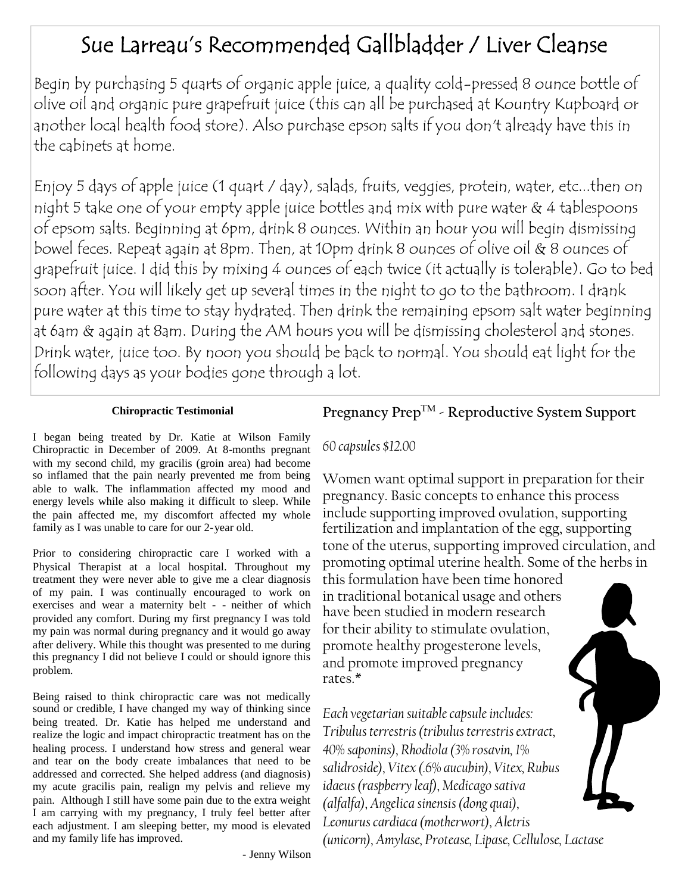# Sue Larreau's Recommended Gallbladder / Liver Cleanse

Begin by purchasing 5 quarts of organic apple juice, a quality cold-pressed 8 ounce bottle of olive oil and organic pure grapefruit juice (this can all be purchased at Kountry Kupboard or another local health food store). Also purchase epson salts if you don't already have this in the cabinets at home.

Enjoy 5 days of apple juice (1 quart / day), salads, fruits, veggies, protein, water, etc...then on night 5 take one of your empty apple juice bottles and mix with pure water & 4 tablespoons of epsom salts. Beginning at 6pm, drink 8 ounces. Within an hour you will begin dismissing bowel feces. Repeat again at 8pm. Then, at 10pm drink 8 ounces of olive oil & 8 ounces of grapefruit juice. I did this by mixing 4 ounces of each twice (it actually is tolerable). Go to bed soon after. You will likely get up several times in the night to go to the bathroom. I drank pure water at this time to stay hydrated. Then drink the remaining epsom salt water beginning at 6am & again at 8am. During the AM hours you will be dismissing cholesterol and stones. Drink water, juice too. By noon you should be back to normal. You should eat light for the following days as your bodies gone through a lot.

### Chiropractic Testimonial

I began being treated by Dr. Katie at Wilson Family Chiropractic in December of 2009. At 8-months pregnant with my second child, my gracilis (groin area) had become so inflamed that the pain nearly prevented me from being able to walk. The inflammation affected my mood and energy levels while also making it difficult to sleep. While the pain affected me, my discomfort affected my whole family as I was unable to care for our 2-year old.

Prior to considering chiropractic care I worked with a Physical Therapist at a local hospital. Throughout my treatment they were never able to give me a clear diagnosis of my pain. I was continually encouraged to work on exercises and wear a maternity belt - - neither of which provided any comfort. During my first pregnancy I was told my pain was normal during pregnancy and it would go away after delivery. While this thought was presented to me during this pregnancy I did not believe I could or should ignore this problem.

Being raised to think chiropractic care was not medically sound or credible, I have changed my way of thinking since being treated. Dr. Katie has helped me understand and realize the logic and impact chiropractic treatment has on the healing process. I understand how stress and general wear and tear on the body create imbalances that need to be addressed and corrected. She helped address (and diagnosis) my acute gracilis pain, realign my pelvis and relieve my pain. Although I still have some pain due to the extra weight I am carrying with my pregnancy, I truly feel better after each adjustment. I am sleeping better, my mood is elevated and my family life has improved.

- Jenny Wilson

### Pregnancy Prep™ - Reproductive System Support

*60 capsules $12.00*

Women want optimal support in preparation for their pregnancy. Basic concepts to enhance this process include supporting improved ovulation, supporting fertilization and implantation of the egg, supporting tone of the uterus, supporting improved circulation, and promoting optimal uterine health. Some of the herbs in this formulation have been time honored in traditional botanical usage and others have been studied in modern research for their ability to stimulate ovulation, promote healthy progesterone levels, and promote improved pregnancy rates.*

*Each vegetarian suitable capsule includes: Tribulus terrestris (tribulus terrestris extract, 40% saponins), Rhodiola (3% rosavin, 1% salidroside), Vitex (.6% aucubin), Vitex, Rubus idaeus (raspberry leaf), Medicago sativa (alfalfa), Angelica sinensis (dong quai), Leonurus cardiaca (motherwort), Aletris (unicorn), Amylase, Protease, Lipase, Cellulose, Lactase*